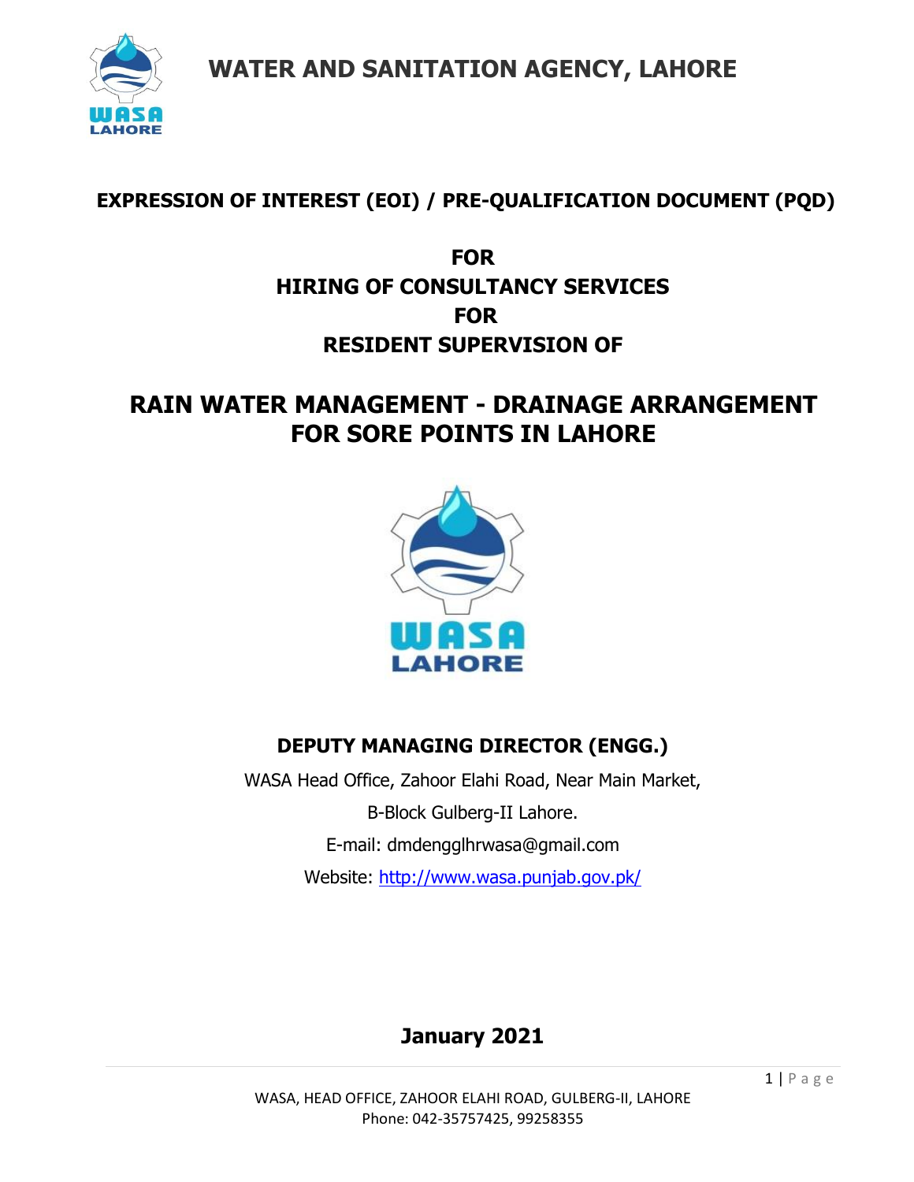# WATER AND SANITATION AGENCY, LAHORE

## EXPRESSION OF INTEREST (EOI) / PRE-QUALIFICATION DOCUMENT (PQD)

## FOR
## HIRING OF CONSULTANCY SERVICES
## FOR
## RESIDENT SUPERVISION OF

# RAIN WATER MANAGEMENT - DRAINAGE ARRANGEMENT FOR SORE POINTS IN LAHORE

## DEPUTY MANAGING DIRECTOR (ENGG.)

WASA Head Office, Zahoor Elahi Road, Near Main Market,

B-Block Gulberg-II Lahore.

E-mail: dmdengglhrwasa@gmail.com

Website: http://www.wasa.punjab.gov.pk/

## January 2021

WASA, HEAD OFFICE, ZAHOOR ELAHI ROAD, GULBERG-II, LAHORE
Phone: 042-35757425, 99258355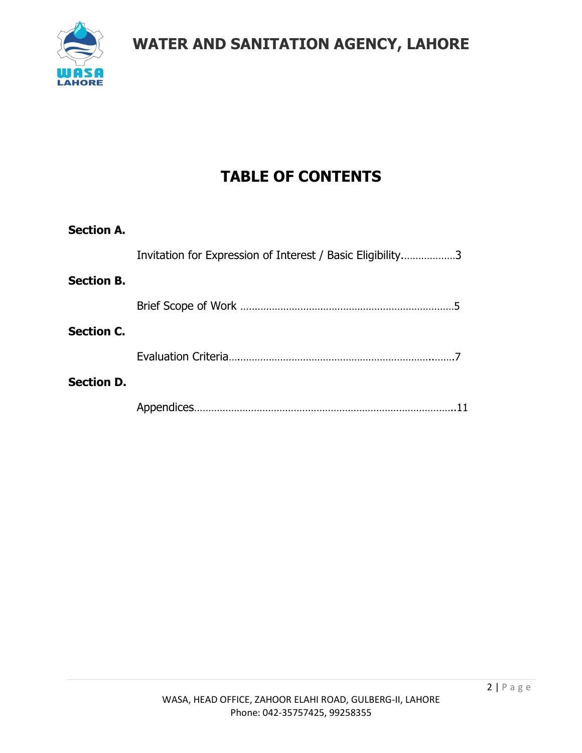# TABLE OF CONTENTS

**Section A.**

Invitation for Expression of Interest / Basic Eligibility………………3

**Section B.**

Brief Scope of Work ……………………………………………………………………5

**Section C.**

Evaluation Criteria…………………………………………………………………….……7

**Section D.**

Appendices……………………………………………………………………………….11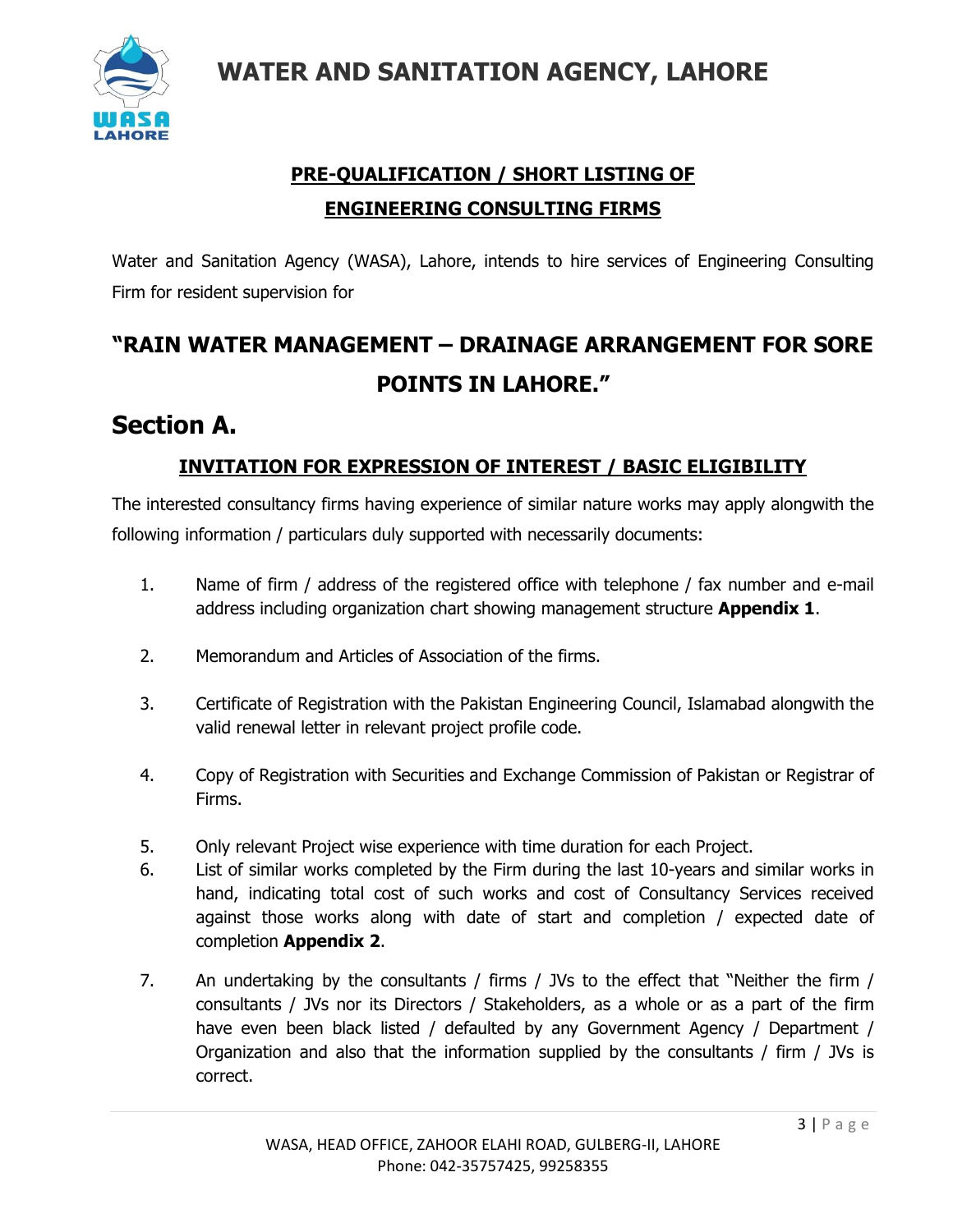# WATER AND SANITATION AGENCY, LAHORE

## PRE-QUALIFICATION / SHORT LISTING OF ENGINEERING CONSULTING FIRMS

Water and Sanitation Agency (WASA), Lahore, intends to hire services of Engineering Consulting Firm for resident supervision for

## "RAIN WATER MANAGEMENT – DRAINAGE ARRANGEMENT FOR SORE POINTS IN LAHORE."

# Section A.

### INVITATION FOR EXPRESSION OF INTEREST / BASIC ELIGIBILITY

The interested consultancy firms having experience of similar nature works may apply alongwith the following information / particulars duly supported with necessarily documents:

1. Name of firm / address of the registered office with telephone / fax number and e-mail address including organization chart showing management structure **Appendix 1**.

2. Memorandum and Articles of Association of the firms.

3. Certificate of Registration with the Pakistan Engineering Council, Islamabad alongwith the valid renewal letter in relevant project profile code.

4. Copy of Registration with Securities and Exchange Commission of Pakistan or Registrar of Firms.

5. Only relevant Project wise experience with time duration for each Project.
6. List of similar works completed by the Firm during the last 10-years and similar works in hand, indicating total cost of such works and cost of Consultancy Services received against those works along with date of start and completion / expected date of completion **Appendix 2**.

7. An undertaking by the consultants / firms / JVs to the effect that "Neither the firm / consultants / JVs nor its Directors / Stakeholders, as a whole or as a part of the firm have even been black listed / defaulted by any Government Agency / Department / Organization and also that the information supplied by the consultants / firm / JVs is correct.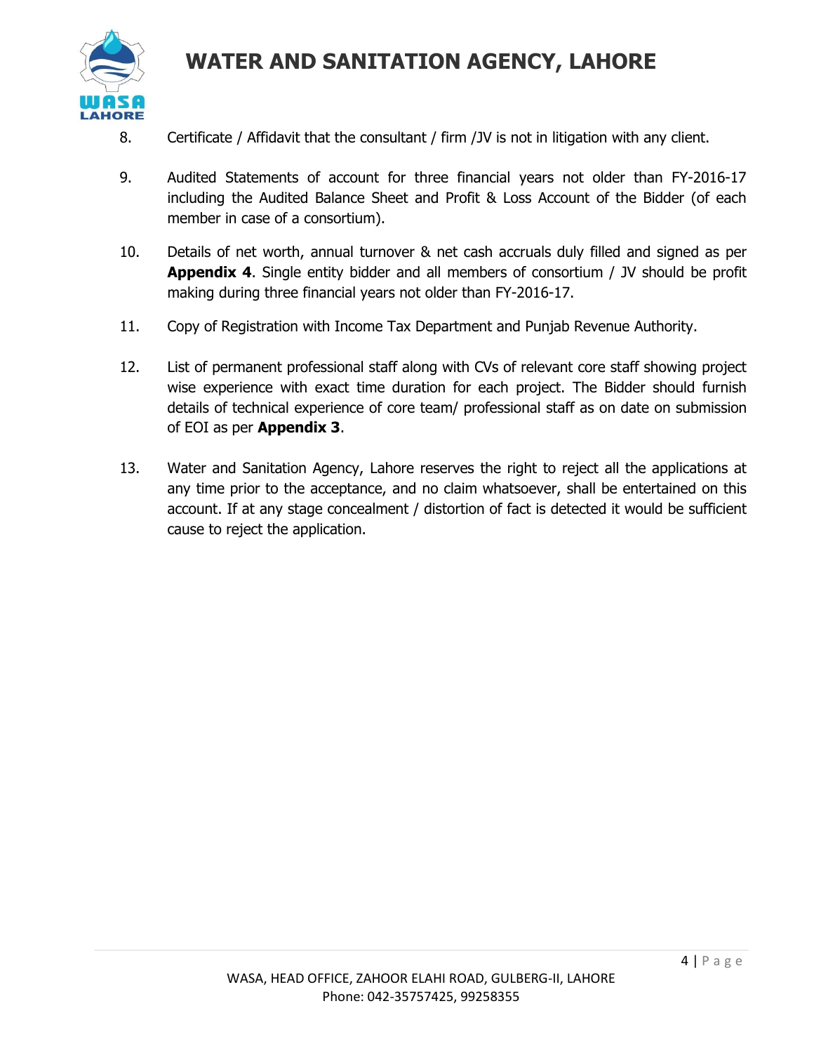8. Certificate / Affidavit that the consultant / firm /JV is not in litigation with any client.

9. Audited Statements of account for three financial years not older than FY-2016-17 including the Audited Balance Sheet and Profit & Loss Account of the Bidder (of each member in case of a consortium).

10. Details of net worth, annual turnover & net cash accruals duly filled and signed as per **Appendix 4**. Single entity bidder and all members of consortium / JV should be profit making during three financial years not older than FY-2016-17.

11. Copy of Registration with Income Tax Department and Punjab Revenue Authority.

12. List of permanent professional staff along with CVs of relevant core staff showing project wise experience with exact time duration for each project. The Bidder should furnish details of technical experience of core team/ professional staff as on date on submission of EOI as per **Appendix 3**.

13. Water and Sanitation Agency, Lahore reserves the right to reject all the applications at any time prior to the acceptance, and no claim whatsoever, shall be entertained on this account. If at any stage concealment / distortion of fact is detected it would be sufficient cause to reject the application.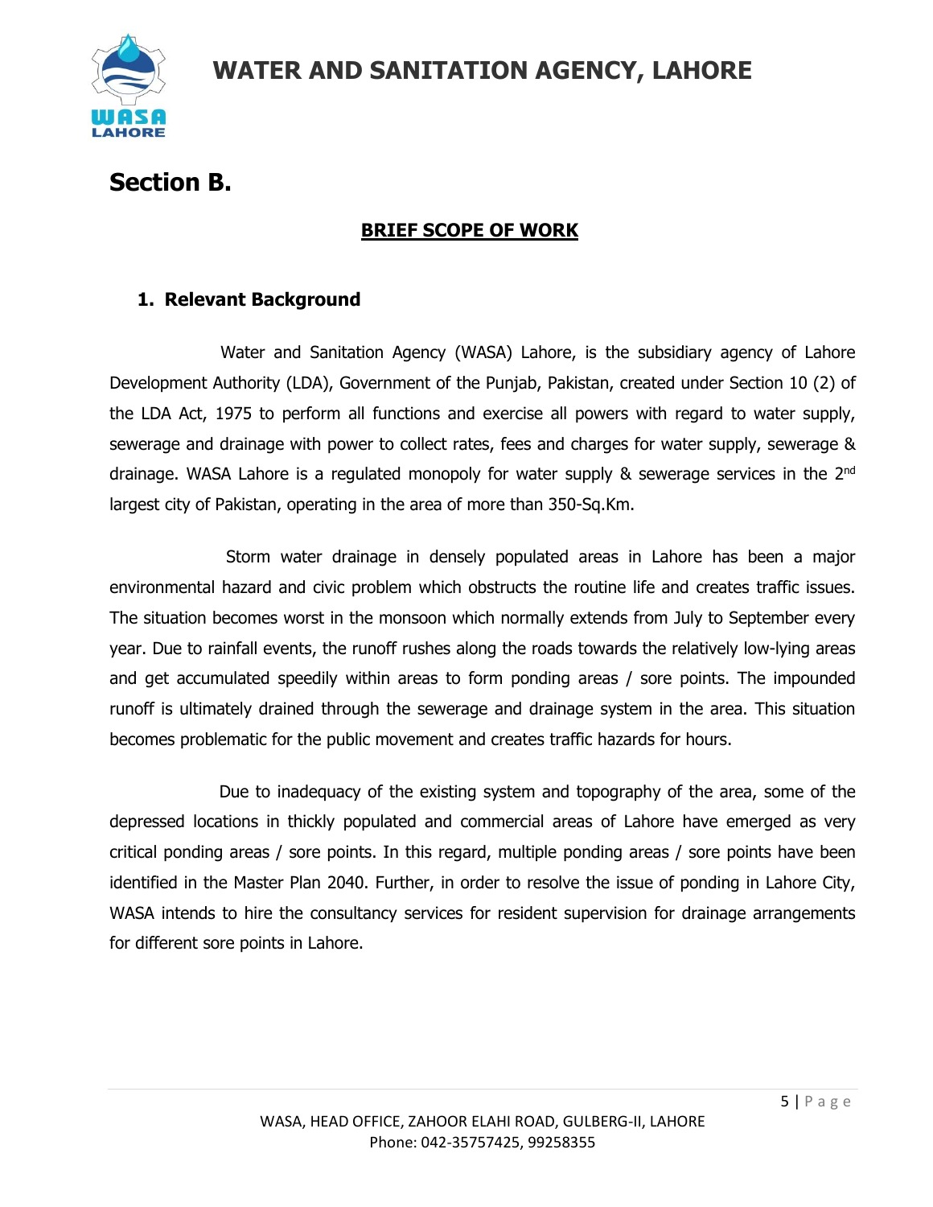# Section B.

## BRIEF SCOPE OF WORK

### 1. Relevant Background

Water and Sanitation Agency (WASA) Lahore, is the subsidiary agency of Lahore Development Authority (LDA), Government of the Punjab, Pakistan, created under Section 10 (2) of the LDA Act, 1975 to perform all functions and exercise all powers with regard to water supply, sewerage and drainage with power to collect rates, fees and charges for water supply, sewerage & drainage. WASA Lahore is a regulated monopoly for water supply & sewerage services in the 2nd largest city of Pakistan, operating in the area of more than 350-Sq.Km.

Storm water drainage in densely populated areas in Lahore has been a major environmental hazard and civic problem which obstructs the routine life and creates traffic issues. The situation becomes worst in the monsoon which normally extends from July to September every year. Due to rainfall events, the runoff rushes along the roads towards the relatively low-lying areas and get accumulated speedily within areas to form ponding areas / sore points. The impounded runoff is ultimately drained through the sewerage and drainage system in the area. This situation becomes problematic for the public movement and creates traffic hazards for hours.

Due to inadequacy of the existing system and topography of the area, some of the depressed locations in thickly populated and commercial areas of Lahore have emerged as very critical ponding areas / sore points. In this regard, multiple ponding areas / sore points have been identified in the Master Plan 2040. Further, in order to resolve the issue of ponding in Lahore City, WASA intends to hire the consultancy services for resident supervision for drainage arrangements for different sore points in Lahore.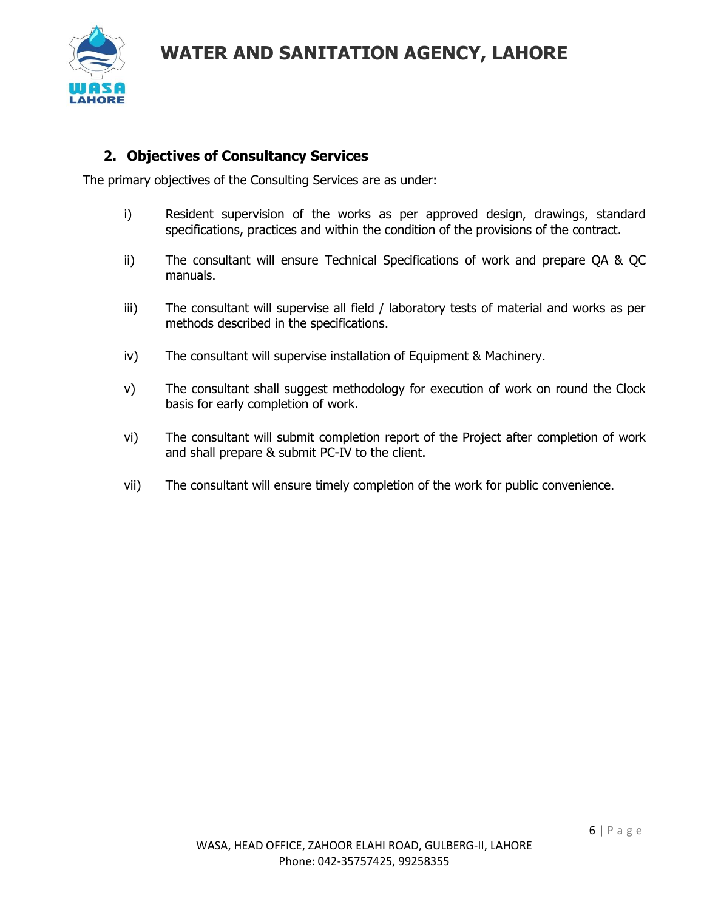## 2. Objectives of Consultancy Services

The primary objectives of the Consulting Services are as under:

i) Resident supervision of the works as per approved design, drawings, standard specifications, practices and within the condition of the provisions of the contract.

ii) The consultant will ensure Technical Specifications of work and prepare QA & QC manuals.

iii) The consultant will supervise all field / laboratory tests of material and works as per methods described in the specifications.

iv) The consultant will supervise installation of Equipment & Machinery.

v) The consultant shall suggest methodology for execution of work on round the Clock basis for early completion of work.

vi) The consultant will submit completion report of the Project after completion of work and shall prepare & submit PC-IV to the client.

vii) The consultant will ensure timely completion of the work for public convenience.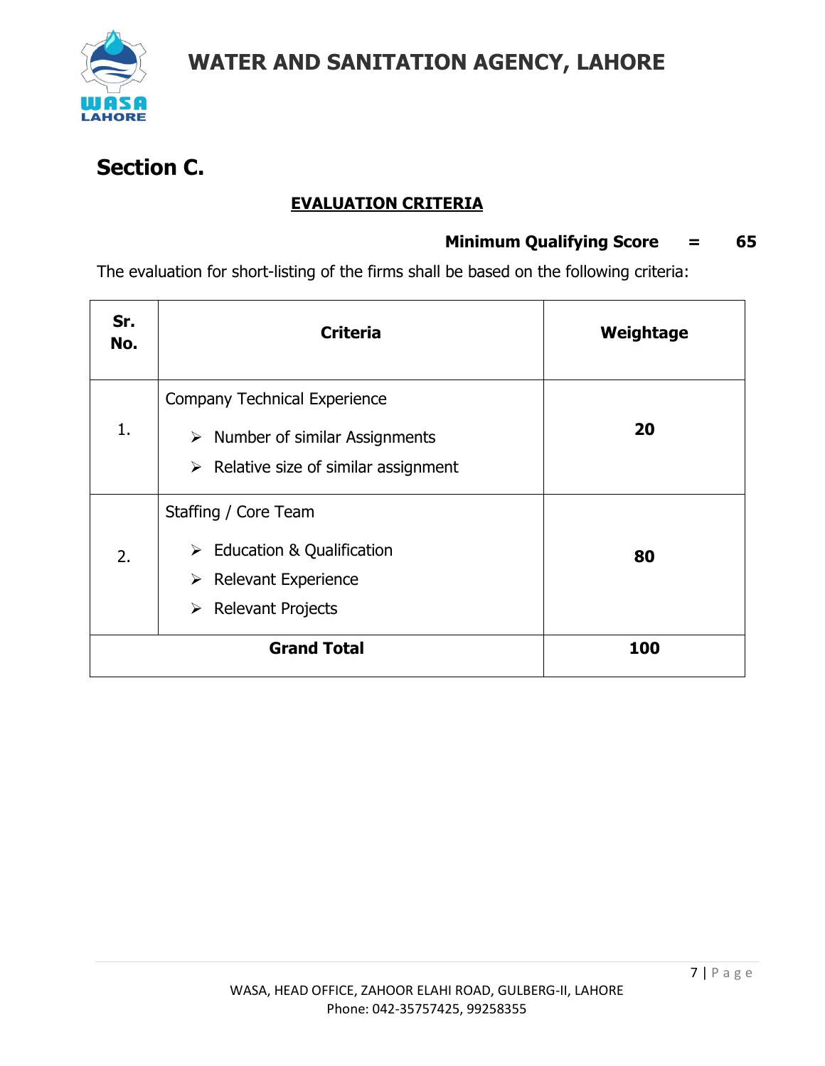## Section C.

**EVALUATION CRITERIA**

**Minimum Qualifying Score = 65**

The evaluation for short-listing of the firms shall be based on the following criteria:

| Sr. No. | Criteria | Weightage |
|---|---|---|
| 1. | Company Technical Experience<br>➢ Number of similar Assignments<br>➢ Relative size of similar assignment | **20** |
| 2. | Staffing / Core Team<br>➢ Education & Qualification<br>➢ Relevant Experience<br>➢ Relevant Projects | **80** |
| **Grand Total** | | **100** |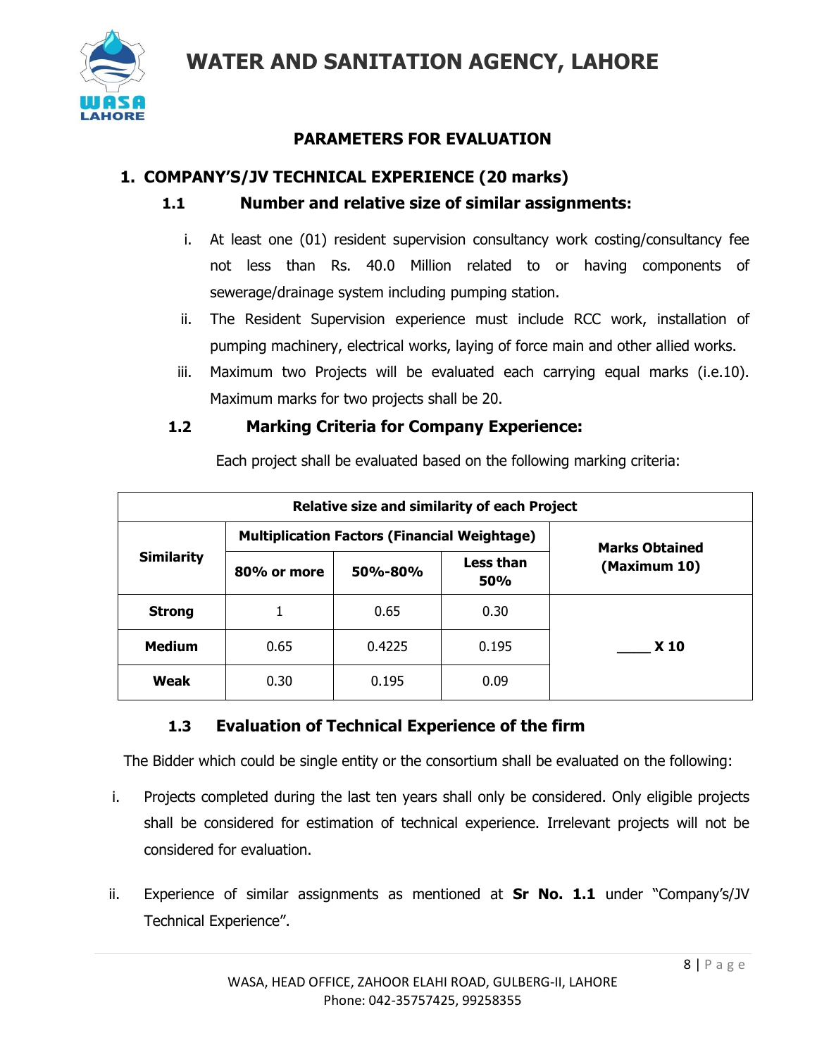# WATER AND SANITATION AGENCY, LAHORE

## PARAMETERS FOR EVALUATION

### 1. COMPANY'S/JV TECHNICAL EXPERIENCE (20 marks)

#### 1.1 Number and relative size of similar assignments:

i. At least one (01) resident supervision consultancy work costing/consultancy fee not less than Rs. 40.0 Million related to or having components of sewerage/drainage system including pumping station.

ii. The Resident Supervision experience must include RCC work, installation of pumping machinery, electrical works, laying of force main and other allied works.

iii. Maximum two Projects will be evaluated each carrying equal marks (i.e.10). Maximum marks for two projects shall be 20.

#### 1.2 Marking Criteria for Company Experience:

Each project shall be evaluated based on the following marking criteria:

| Relative size and similarity of each Project | | | | |
|---|---|---|---|---|
| **Similarity** | **Multiplication Factors (Financial Weightage)** | | | **Marks Obtained (Maximum 10)** |
| | **80% or more** | **50%-80%** | **Less than 50%** | |
| **Strong** | 1 | 0.65 | 0.30 | ____ **X 10** |
| **Medium** | 0.65 | 0.4225 | 0.195 | |
| **Weak** | 0.30 | 0.195 | 0.09 | |

#### 1.3 Evaluation of Technical Experience of the firm

The Bidder which could be single entity or the consortium shall be evaluated on the following:

i. Projects completed during the last ten years shall only be considered. Only eligible projects shall be considered for estimation of technical experience. Irrelevant projects will not be considered for evaluation.

ii. Experience of similar assignments as mentioned at **Sr No. 1.1** under "Company's/JV Technical Experience".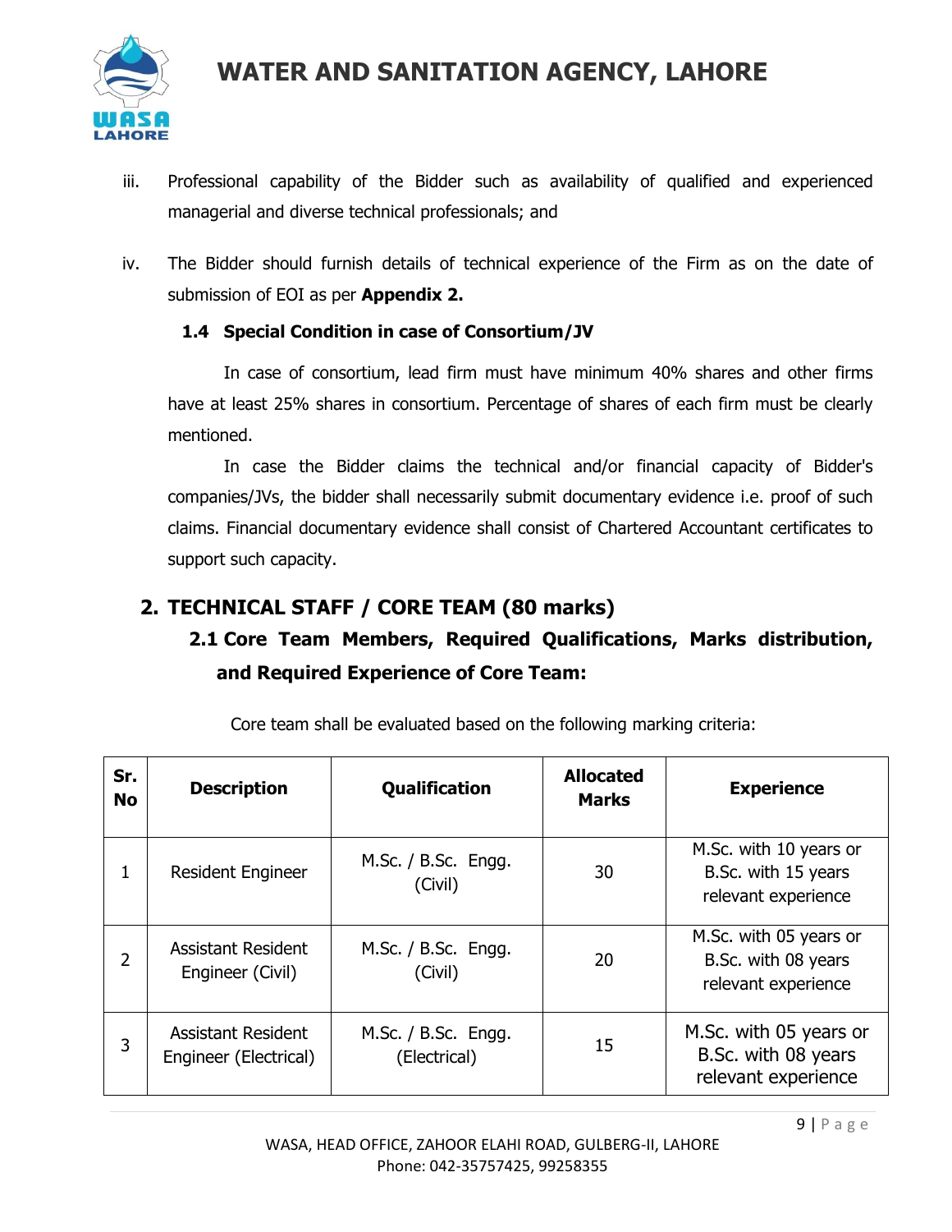iii. Professional capability of the Bidder such as availability of qualified and experienced managerial and diverse technical professionals; and

iv. The Bidder should furnish details of technical experience of the Firm as on the date of submission of EOI as per **Appendix 2.**

### 1.4 Special Condition in case of Consortium/JV

In case of consortium, lead firm must have minimum 40% shares and other firms have at least 25% shares in consortium. Percentage of shares of each firm must be clearly mentioned.

In case the Bidder claims the technical and/or financial capacity of Bidder's companies/JVs, the bidder shall necessarily submit documentary evidence i.e. proof of such claims. Financial documentary evidence shall consist of Chartered Accountant certificates to support such capacity.

## 2. TECHNICAL STAFF / CORE TEAM (80 marks)

### 2.1 Core Team Members, Required Qualifications, Marks distribution, and Required Experience of Core Team:

Core team shall be evaluated based on the following marking criteria:

| Sr. No | Description | Qualification | Allocated Marks | Experience |
|---|---|---|---|---|
| 1 | Resident Engineer | M.Sc. / B.Sc. Engg. (Civil) | 30 | M.Sc. with 10 years or B.Sc. with 15 years relevant experience |
| 2 | Assistant Resident Engineer (Civil) | M.Sc. / B.Sc. Engg. (Civil) | 20 | M.Sc. with 05 years or B.Sc. with 08 years relevant experience |
| 3 | Assistant Resident Engineer (Electrical) | M.Sc. / B.Sc. Engg. (Electrical) | 15 | M.Sc. with 05 years or B.Sc. with 08 years relevant experience |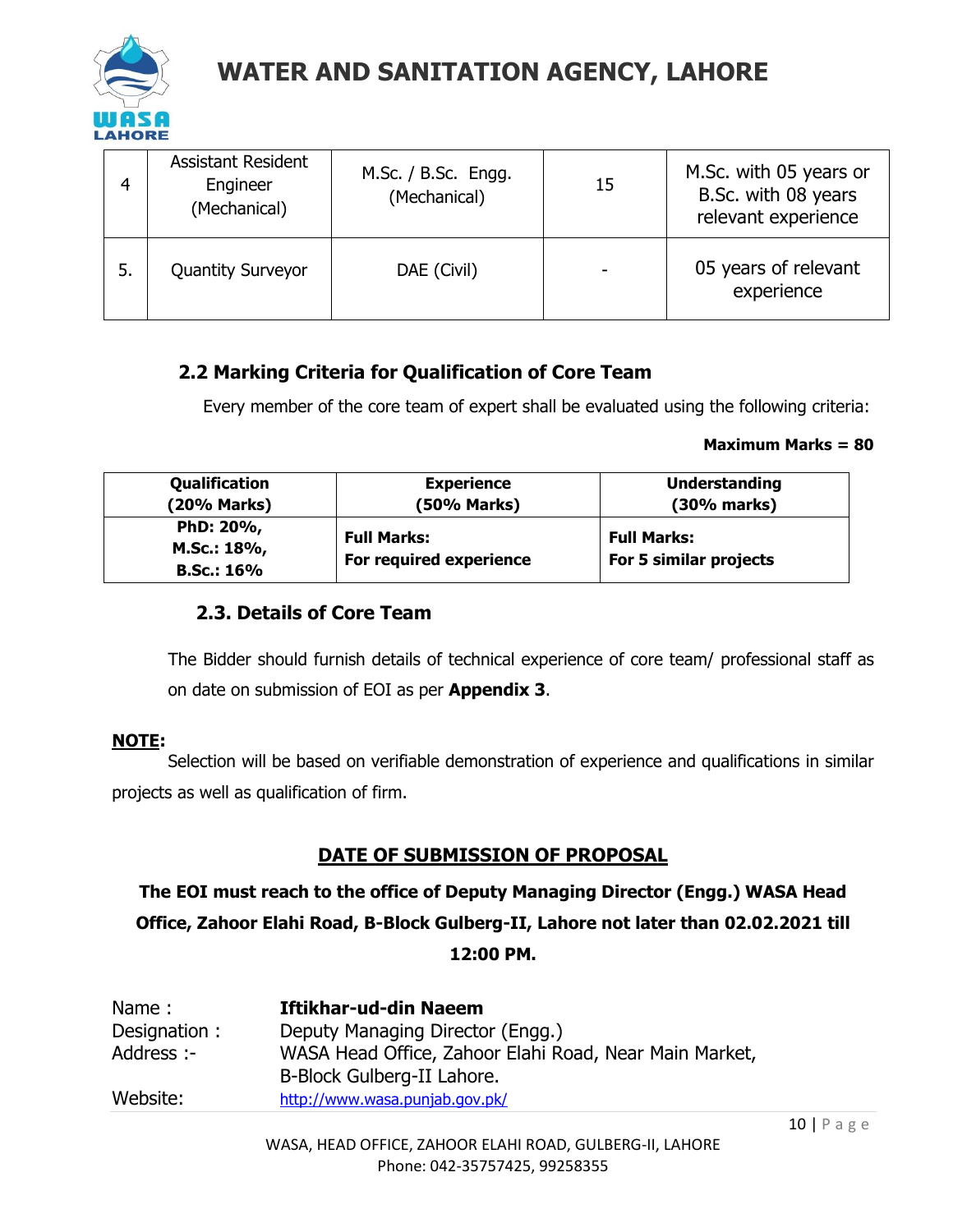| 4 | Assistant Resident Engineer (Mechanical) | M.Sc. / B.Sc. Engg. (Mechanical) | 15 | M.Sc. with 05 years or B.Sc. with 08 years relevant experience |
|---|---|---|---|---|
| 5. | Quantity Surveyor | DAE (Civil) | - | 05 years of relevant experience |

## 2.2 Marking Criteria for Qualification of Core Team

Every member of the core team of expert shall be evaluated using the following criteria:

**Maximum Marks = 80**

| Qualification (20% Marks) | Experience (50% Marks) | Understanding (30% marks) |
|---|---|---|
| **PhD: 20%, M.Sc.: 18%, B.Sc.: 16%** | **Full Marks: For required experience** | **Full Marks: For 5 similar projects** |

## 2.3. Details of Core Team

The Bidder should furnish details of technical experience of core team/ professional staff as on date on submission of EOI as per **Appendix 3**.

**NOTE:**

Selection will be based on verifiable demonstration of experience and qualifications in similar projects as well as qualification of firm.

## DATE OF SUBMISSION OF PROPOSAL

**The EOI must reach to the office of Deputy Managing Director (Engg.) WASA Head Office, Zahoor Elahi Road, B-Block Gulberg-II, Lahore not later than 02.02.2021 till 12:00 PM.**

Name : **Iftikhar-ud-din Naeem**
Designation : Deputy Managing Director (Engg.)
Address :- WASA Head Office, Zahoor Elahi Road, Near Main Market, B-Block Gulberg-II Lahore.
Website: http://www.wasa.punjab.gov.pk/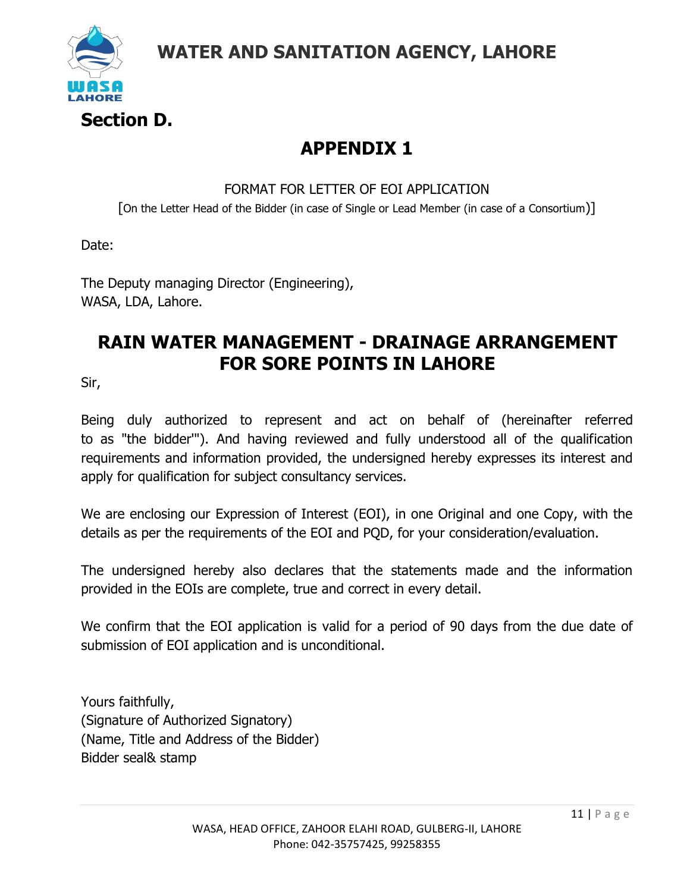# WATER AND SANITATION AGENCY, LAHORE

## Section D.

## APPENDIX 1

FORMAT FOR LETTER OF EOI APPLICATION

[On the Letter Head of the Bidder (in case of Single or Lead Member (in case of a Consortium)]

Date:

The Deputy managing Director (Engineering),
WASA, LDA, Lahore.

## RAIN WATER MANAGEMENT - DRAINAGE ARRANGEMENT FOR SORE POINTS IN LAHORE

Sir,

Being duly authorized to represent and act on behalf of (hereinafter referred to as "the bidder'"). And having reviewed and fully understood all of the qualification requirements and information provided, the undersigned hereby expresses its interest and apply for qualification for subject consultancy services.

We are enclosing our Expression of Interest (EOI), in one Original and one Copy, with the details as per the requirements of the EOI and PQD, for your consideration/evaluation.

The undersigned hereby also declares that the statements made and the information provided in the EOIs are complete, true and correct in every detail.

We confirm that the EOI application is valid for a period of 90 days from the due date of submission of EOI application and is unconditional.

Yours faithfully,
(Signature of Authorized Signatory)
(Name, Title and Address of the Bidder)
Bidder seal& stamp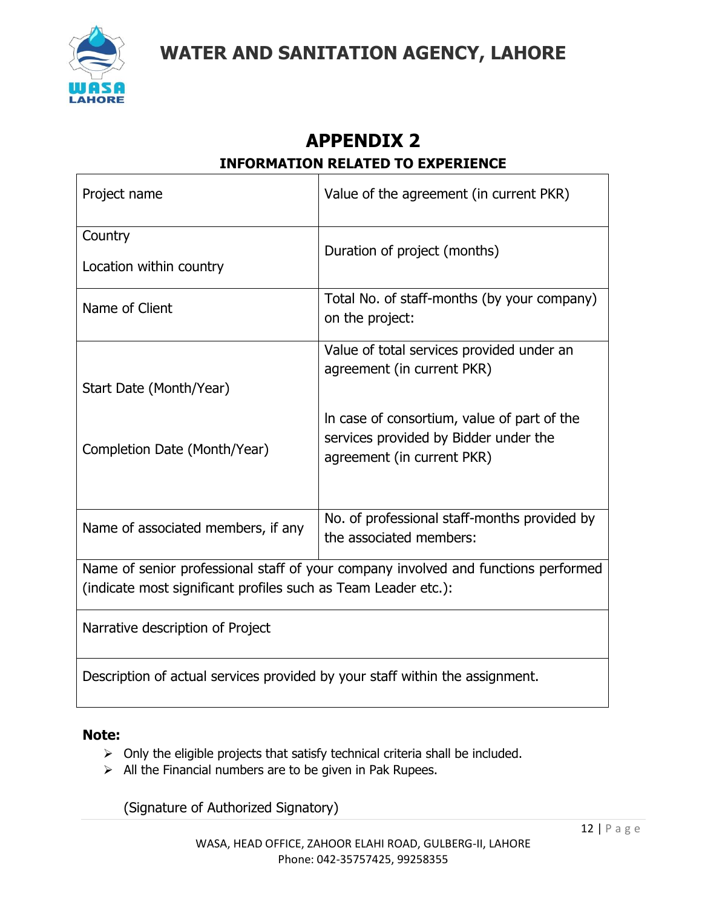# APPENDIX 2

## INFORMATION RELATED TO EXPERIENCE

| | |
|---|---|
| Project name | Value of the agreement (in current PKR) |
| Country<br><br>Location within country | Duration of project (months) |
| Name of Client | Total No. of staff-months (by your company) on the project: |
| Start Date (Month/Year)<br><br>Completion Date (Month/Year) | Value of total services provided under an agreement (in current PKR)<br><br>In case of consortium, value of part of the services provided by Bidder under the agreement (in current PKR) |
| Name of associated members, if any | No. of professional staff-months provided by the associated members: |
| Name of senior professional staff of your company involved and functions performed (indicate most significant profiles such as Team Leader etc.): | |
| Narrative description of Project | |
| Description of actual services provided by your staff within the assignment. | |

**Note:**

- Only the eligible projects that satisfy technical criteria shall be included.
- All the Financial numbers are to be given in Pak Rupees.

(Signature of Authorized Signatory)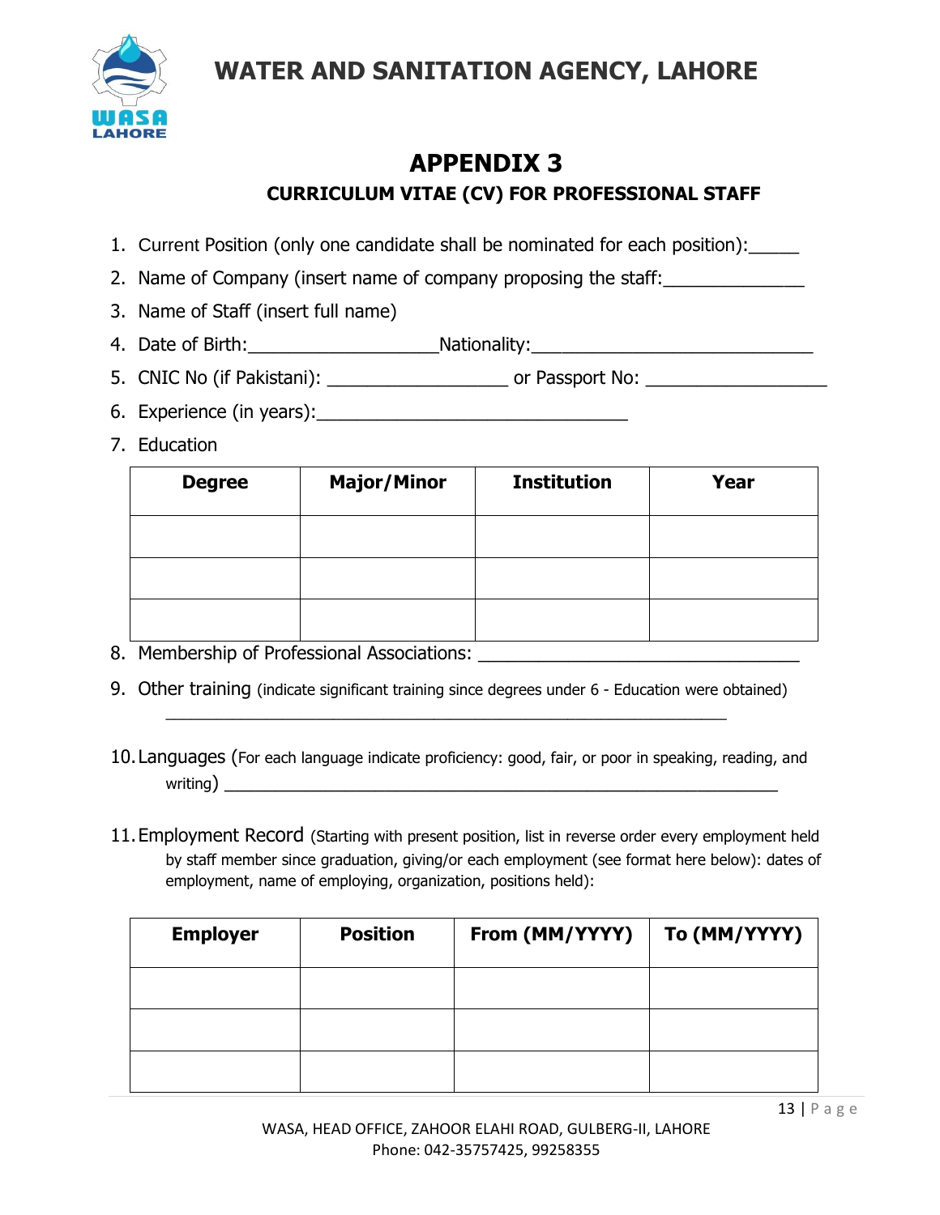# WATER AND SANITATION AGENCY, LAHORE

## APPENDIX 3

### CURRICULUM VITAE (CV) FOR PROFESSIONAL STAFF

1. Current Position (only one candidate shall be nominated for each position):_____
2. Name of Company (insert name of company proposing the staff:______________
3. Name of Staff (insert full name)
4. Date of Birth:___________________Nationality:____________________________
5. CNIC No (if Pakistani): __________________ or Passport No: __________________
6. Experience (in years):_______________________________
7. Education

| Degree | Major/Minor | Institution | Year |
|---|---|---|---|
| | | | |
| | | | |
| | | | |

8. Membership of Professional Associations: ________________________________
9. Other training (indicate significant training since degrees under 6 - Education were obtained)
   ________________________________________________________
10. Languages (For each language indicate proficiency: good, fair, or poor in speaking, reading, and writing) ________________________________________________________
11. Employment Record (Starting with present position, list in reverse order every employment held by staff member since graduation, giving/or each employment (see format here below): dates of employment, name of employing, organization, positions held):

| Employer | Position | From (MM/YYYY) | To (MM/YYYY) |
|---|---|---|---|
| | | | |
| | | | |
| | | | |

WASA, HEAD OFFICE, ZAHOOR ELAHI ROAD, GULBERG-II, LAHORE
Phone: 042-35757425, 99258355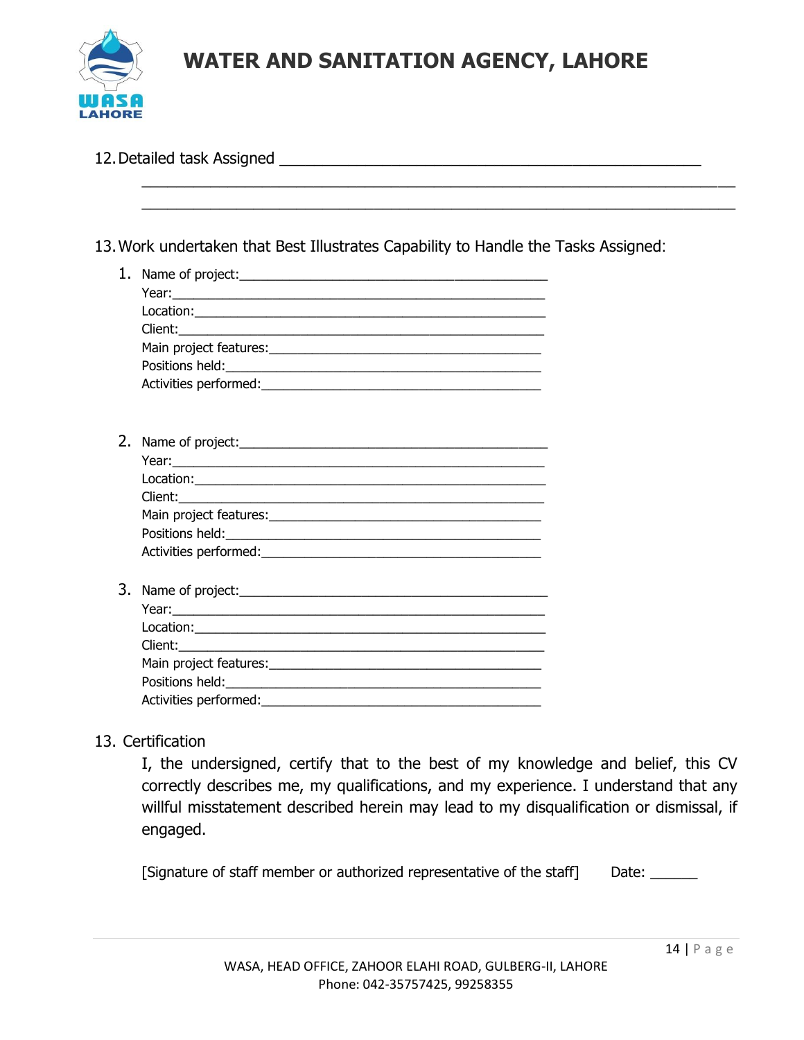12. Detailed task Assigned ___________________________________________________

_______________________________________________________________________

_______________________________________________________________________

13. Work undertaken that Best Illustrates Capability to Handle the Tasks Assigned:

1. Name of project:_________________________________________
   Year:_________________________________________________
   Location:______________________________________________
   Client:________________________________________________
   Main project features:___________________________________
   Positions held:_________________________________________
   Activities performed:____________________________________

2. Name of project:_________________________________________
   Year:_________________________________________________
   Location:______________________________________________
   Client:________________________________________________
   Main project features:___________________________________
   Positions held:_________________________________________
   Activities performed:____________________________________

3. Name of project:_________________________________________
   Year:_________________________________________________
   Location:______________________________________________
   Client:________________________________________________
   Main project features:___________________________________
   Positions held:_________________________________________
   Activities performed:____________________________________

13. Certification

I, the undersigned, certify that to the best of my knowledge and belief, this CV correctly describes me, my qualifications, and my experience. I understand that any willful misstatement described herein may lead to my disqualification or dismissal, if engaged.

[Signature of staff member or authorized representative of the staff]      Date: ______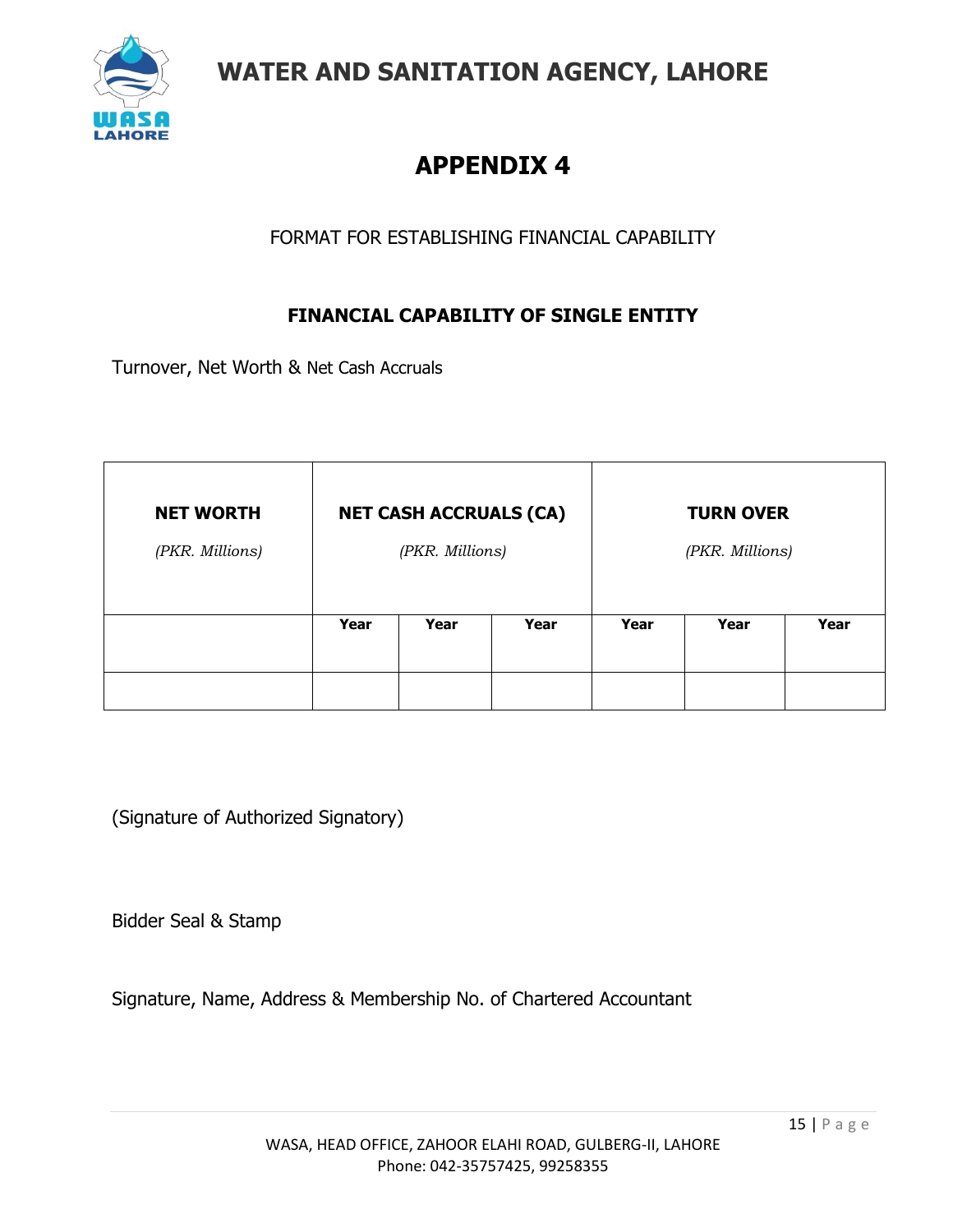# WATER AND SANITATION AGENCY, LAHORE

# APPENDIX 4

FORMAT FOR ESTABLISHING FINANCIAL CAPABILITY

### FINANCIAL CAPABILITY OF SINGLE ENTITY

Turnover, Net Worth & Net Cash Accruals

| **NET WORTH** *(PKR. Millions)* | **NET CASH ACCRUALS (CA)** *(PKR. Millions)* | | | **TURN OVER** *(PKR. Millions)* | | |
|---|---|---|---|---|---|---|
| | **Year** | **Year** | **Year** | **Year** | **Year** | **Year** |
| | | | | | | |

(Signature of Authorized Signatory)

Bidder Seal & Stamp

Signature, Name, Address & Membership No. of Chartered Accountant

WASA, HEAD OFFICE, ZAHOOR ELAHI ROAD, GULBERG-II, LAHORE
Phone: 042-35757425, 99258355